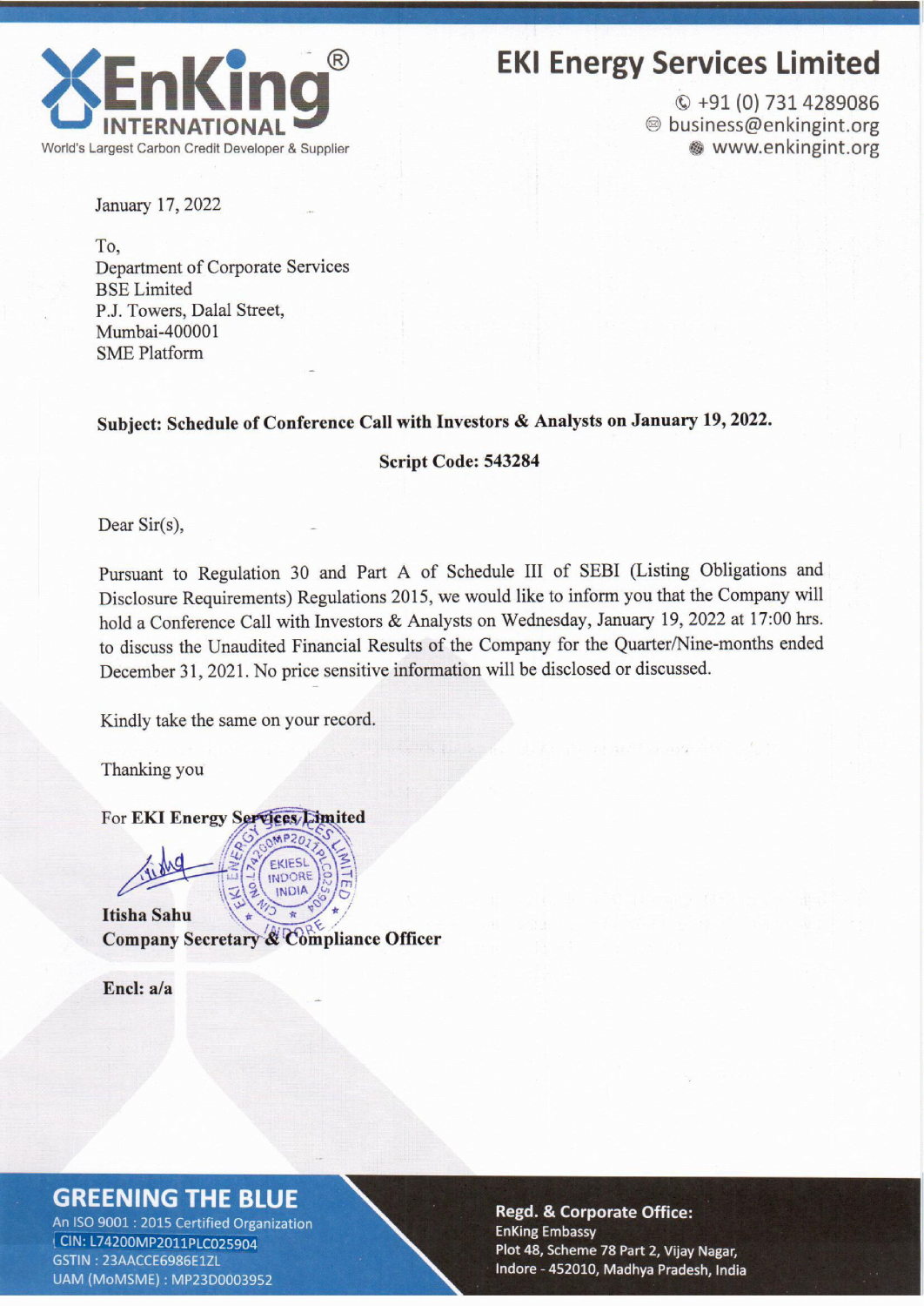EnKing INTERNATIONAL®

World's Largest Carbon Credit Developer & Supplier

# EKI Energy Services Limited

+91 (0) 731 4289086
business@enkingint.org
www.enkingint.org

January 17, 2022

To,
Department of Corporate Services
BSE Limited
P.J. Towers, Dalal Street,
Mumbai-400001
SME Platform

**Subject: Schedule of Conference Call with Investors & Analysts on January 19, 2022.**

**Script Code: 543284**

Dear Sir(s),

Pursuant to Regulation 30 and Part A of Schedule III of SEBI (Listing Obligations and Disclosure Requirements) Regulations 2015, we would like to inform you that the Company will hold a Conference Call with Investors & Analysts on Wednesday, January 19, 2022 at 17:00 hrs. to discuss the Unaudited Financial Results of the Company for the Quarter/Nine-months ended December 31, 2021. No price sensitive information will be disclosed or discussed.

Kindly take the same on your record.

Thanking you

For **EKI Energy Services Limited**

**Itisha Sahu**
**Company Secretary & Compliance Officer**

**Encl: a/a**

**GREENING THE BLUE**
An ISO 9001 : 2015 Certified Organization
CIN: L74200MP2011PLC025904
GSTIN : 23AACCE6986E1ZL
UAM (MoMSME) : MP23D0003952

**Regd. & Corporate Office:**
EnKing Embassy
Plot 48, Scheme 78 Part 2, Vijay Nagar,
Indore - 452010, Madhya Pradesh, India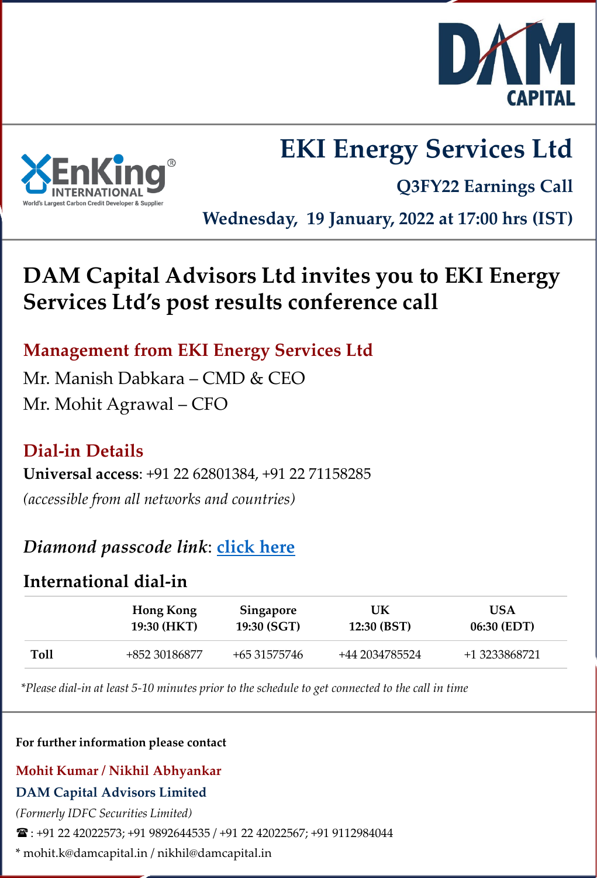DAM CAPITAL

EnKing INTERNATIONAL®
World's Largest Carbon Credit Developer & Supplier

# EKI Energy Services Ltd

### Q3FY22 Earnings Call

### Wednesday, 19 January, 2022 at 17:00 hrs (IST)

## DAM Capital Advisors Ltd invites you to EKI Energy Services Ltd's post results conference call

### Management from EKI Energy Services Ltd

Mr. Manish Dabkara – CMD & CEO

Mr. Mohit Agrawal – CFO

### Dial-in Details

**Universal access**: +91 22 62801384, +91 22 71158285

*(accessible from all networks and countries)*

***Diamond passcode link***: **click here**

### International dial-in

| | Hong Kong 19:30 (HKT) | Singapore 19:30 (SGT) | UK 12:30 (BST) | USA 06:30 (EDT) |
|---|---|---|---|---|
| **Toll** | +852 30186877 | +65 31575746 | +44 2034785524 | +1 3233868721 |

*\*Please dial-in at least 5-10 minutes prior to the schedule to get connected to the call in time*

**For further information please contact**

**Mohit Kumar / Nikhil Abhyankar**

**DAM Capital Advisors Limited**

*(Formerly IDFC Securities Limited)*

☎ : +91 22 42022573; +91 9892644535 / +91 22 42022567; +91 9112984044

\* mohit.k@damcapital.in / nikhil@damcapital.in